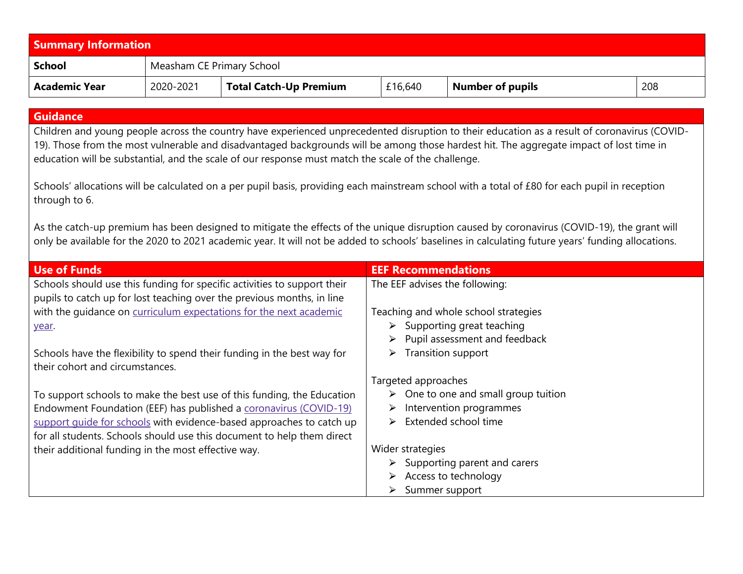| **Summary Information** | | | | | |
|---|---|---|---|---|---|
| **School** | Measham CE Primary School | | | | |
| **Academic Year** | 2020-2021 | **Total Catch-Up Premium** | £16,640 | **Number of pupils** | 208 |

## Guidance

Children and young people across the country have experienced unprecedented disruption to their education as a result of coronavirus (COVID-19). Those from the most vulnerable and disadvantaged backgrounds will be among those hardest hit. The aggregate impact of lost time in education will be substantial, and the scale of our response must match the scale of the challenge.

Schools' allocations will be calculated on a per pupil basis, providing each mainstream school with a total of £80 for each pupil in reception through to 6.

As the catch-up premium has been designed to mitigate the effects of the unique disruption caused by coronavirus (COVID-19), the grant will only be available for the 2020 to 2021 academic year. It will not be added to schools' baselines in calculating future years' funding allocations.

## Use of Funds

Schools should use this funding for specific activities to support their pupils to catch up for lost teaching over the previous months, in line with the guidance on curriculum expectations for the next academic year.

Schools have the flexibility to spend their funding in the best way for their cohort and circumstances.

To support schools to make the best use of this funding, the Education Endowment Foundation (EEF) has published a coronavirus (COVID-19) support guide for schools with evidence-based approaches to catch up for all students. Schools should use this document to help them direct their additional funding in the most effective way.

## EEF Recommendations

The EEF advises the following:

Teaching and whole school strategies
- Supporting great teaching
- Pupil assessment and feedback
- Transition support

Targeted approaches
- One to one and small group tuition
- Intervention programmes
- Extended school time

Wider strategies
- Supporting parent and carers
- Access to technology
- Summer support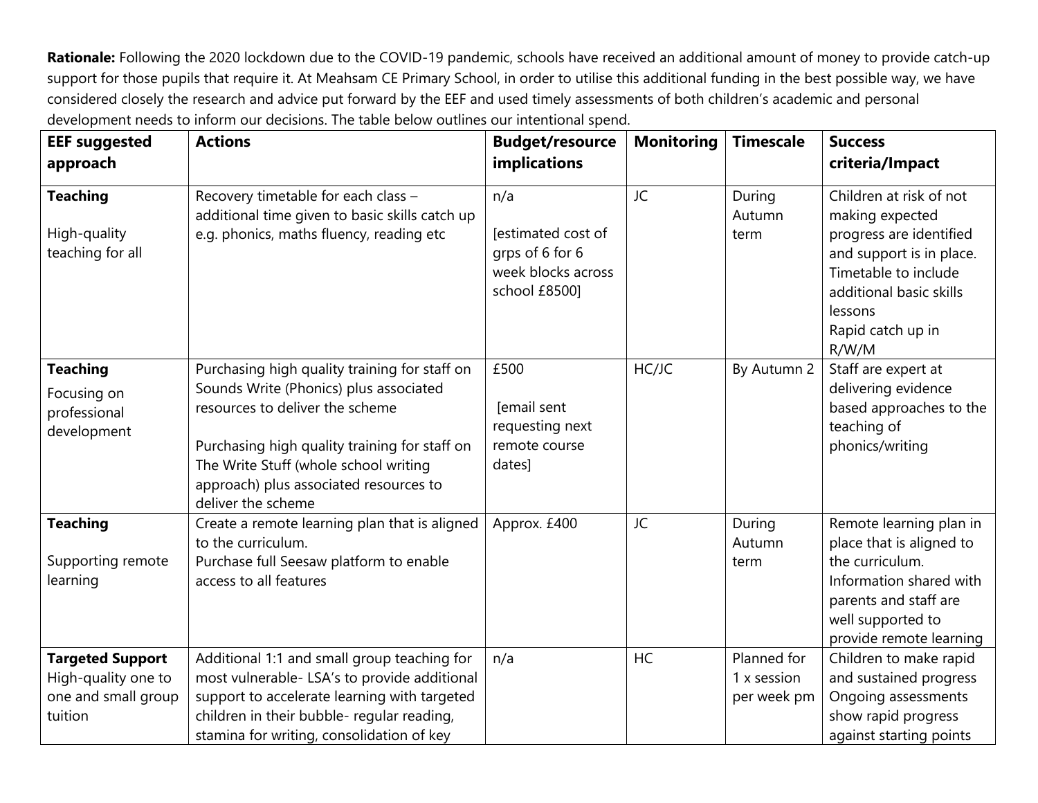**Rationale:** Following the 2020 lockdown due to the COVID-19 pandemic, schools have received an additional amount of money to provide catch-up support for those pupils that require it. At Meahsam CE Primary School, in order to utilise this additional funding in the best possible way, we have considered closely the research and advice put forward by the EEF and used timely assessments of both children's academic and personal development needs to inform our decisions. The table below outlines our intentional spend.

| EEF suggested approach | Actions | Budget/resource implications | Monitoring | Timescale | Success criteria/Impact |
|---|---|---|---|---|---|
| **Teaching**<br><br>High-quality teaching for all | Recovery timetable for each class – additional time given to basic skills catch up e.g. phonics, maths fluency, reading etc | n/a<br><br>[estimated cost of grps of 6 for 6 week blocks across school £8500] | JC | During Autumn term | Children at risk of not making expected progress are identified and support is in place. Timetable to include additional basic skills lessons<br>Rapid catch up in R/W/M |
| **Teaching**<br><br>Focusing on professional development | Purchasing high quality training for staff on Sounds Write (Phonics) plus associated resources to deliver the scheme<br><br>Purchasing high quality training for staff on The Write Stuff (whole school writing approach) plus associated resources to deliver the scheme | £500<br><br>[email sent requesting next remote course dates] | HC/JC | By Autumn 2 | Staff are expert at delivering evidence based approaches to the teaching of phonics/writing |
| **Teaching**<br><br>Supporting remote learning | Create a remote learning plan that is aligned to the curriculum.<br>Purchase full Seesaw platform to enable access to all features | Approx. £400 | JC | During Autumn term | Remote learning plan in place that is aligned to the curriculum.<br>Information shared with parents and staff are well supported to provide remote learning |
| **Targeted Support**<br>High-quality one to one and small group tuition | Additional 1:1 and small group teaching for most vulnerable- LSA's to provide additional support to accelerate learning with targeted children in their bubble- regular reading, stamina for writing, consolidation of key | n/a | HC | Planned for 1 x session per week pm | Children to make rapid and sustained progress<br>Ongoing assessments show rapid progress against starting points |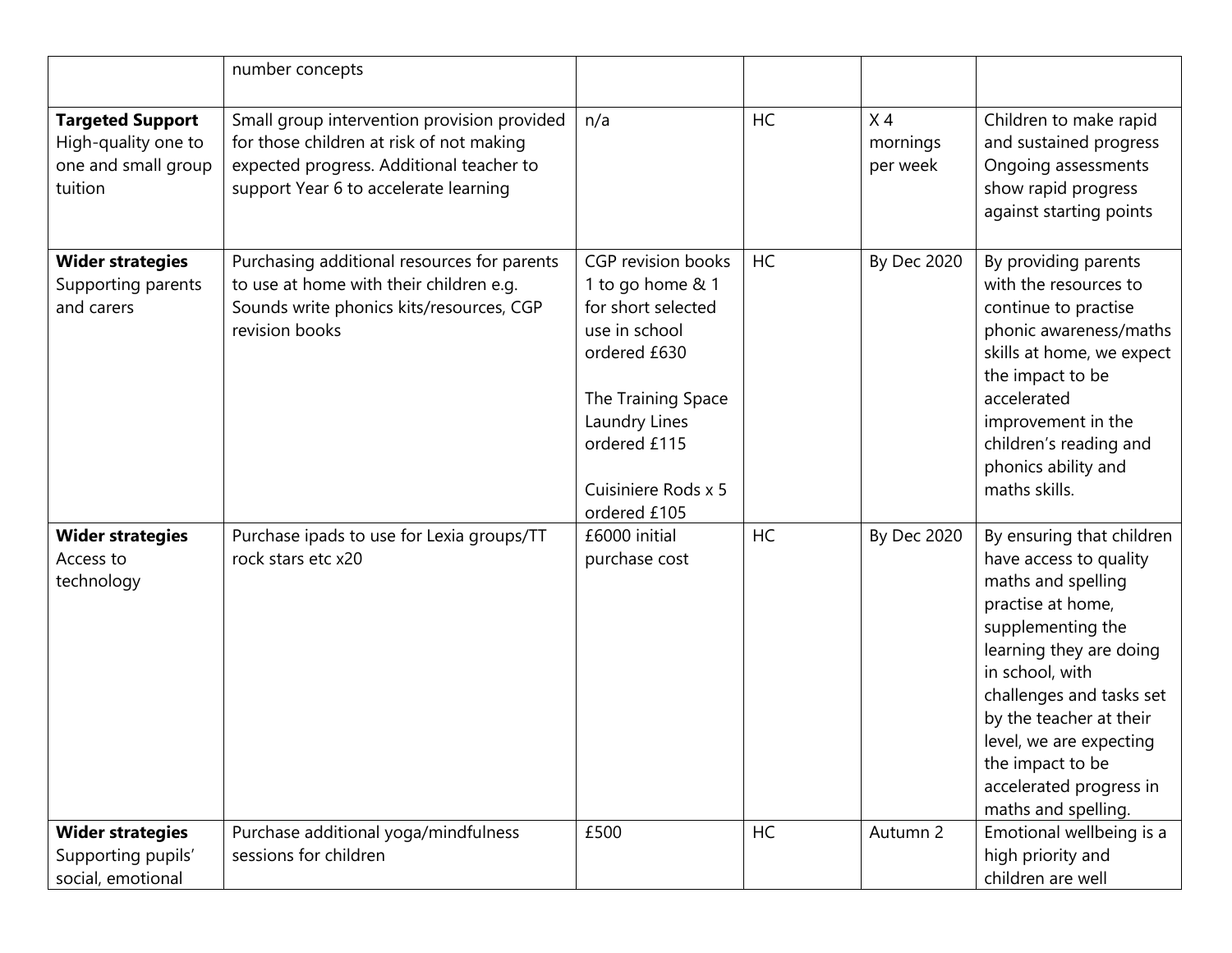| | | | | | |
|---|---|---|---|---|---|
| | number concepts | | | | |
| **Targeted Support** High-quality one to one and small group tuition | Small group intervention provision provided for those children at risk of not making expected progress. Additional teacher to support Year 6 to accelerate learning | n/a | HC | X 4 mornings per week | Children to make rapid and sustained progress Ongoing assessments show rapid progress against starting points |
| **Wider strategies** Supporting parents and carers | Purchasing additional resources for parents to use at home with their children e.g. Sounds write phonics kits/resources, CGP revision books | CGP revision books 1 to go home & 1 for short selected use in school ordered £630<br><br>The Training Space Laundry Lines ordered £115<br><br>Cuisiniere Rods x 5 ordered £105 | HC | By Dec 2020 | By providing parents with the resources to continue to practise phonic awareness/maths skills at home, we expect the impact to be accelerated improvement in the children's reading and phonics ability and maths skills. |
| **Wider strategies** Access to technology | Purchase ipads to use for Lexia groups/TT rock stars etc x20 | £6000 initial purchase cost | HC | By Dec 2020 | By ensuring that children have access to quality maths and spelling practise at home, supplementing the learning they are doing in school, with challenges and tasks set by the teacher at their level, we are expecting the impact to be accelerated progress in maths and spelling. |
| **Wider strategies** Supporting pupils' social, emotional | Purchase additional yoga/mindfulness sessions for children | £500 | HC | Autumn 2 | Emotional wellbeing is a high priority and children are well |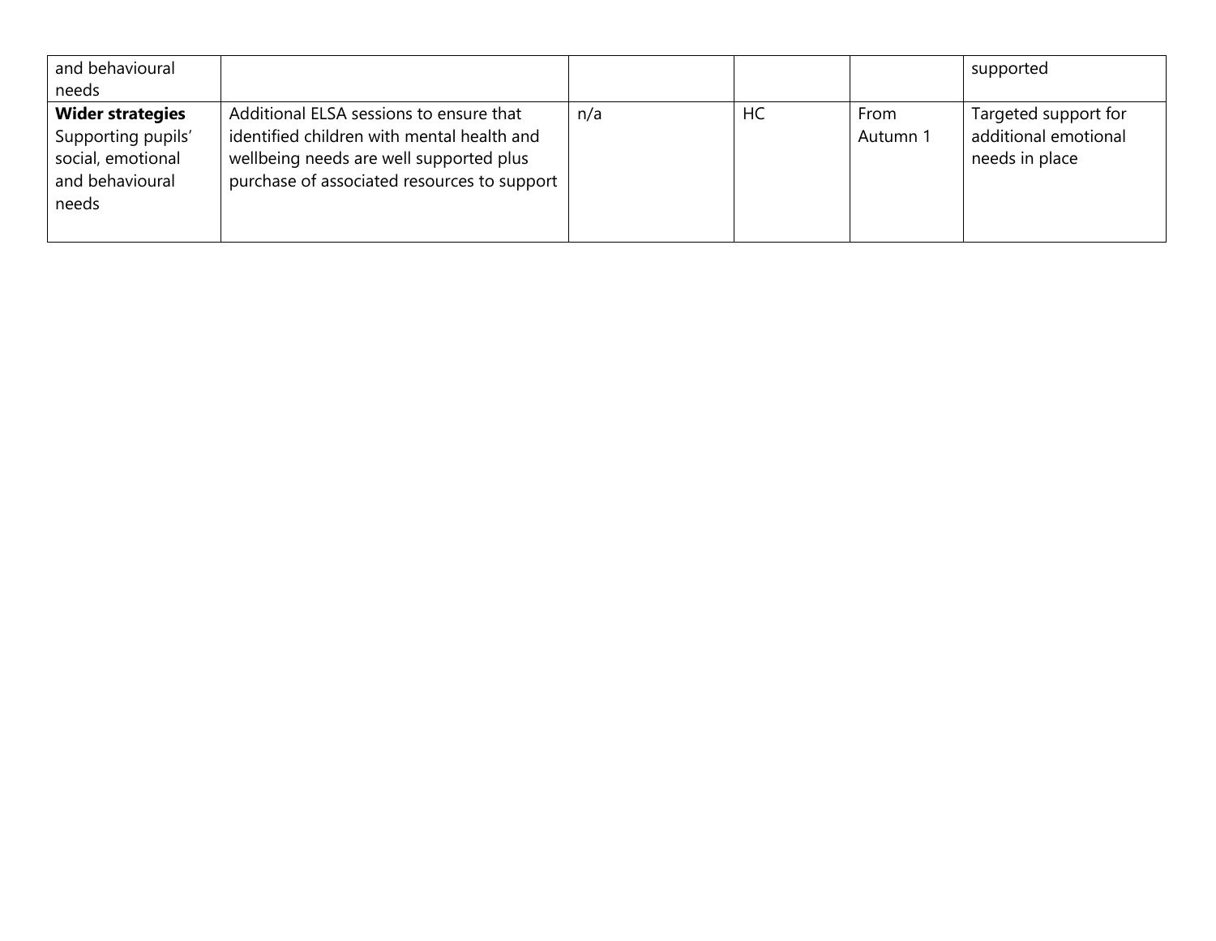| | | | | | |
|---|---|---|---|---|---|
| and behavioural needs | | | | | supported |
| **Wider strategies** Supporting pupils' social, emotional and behavioural needs | Additional ELSA sessions to ensure that identified children with mental health and wellbeing needs are well supported plus purchase of associated resources to support | n/a | HC | From Autumn 1 | Targeted support for additional emotional needs in place |